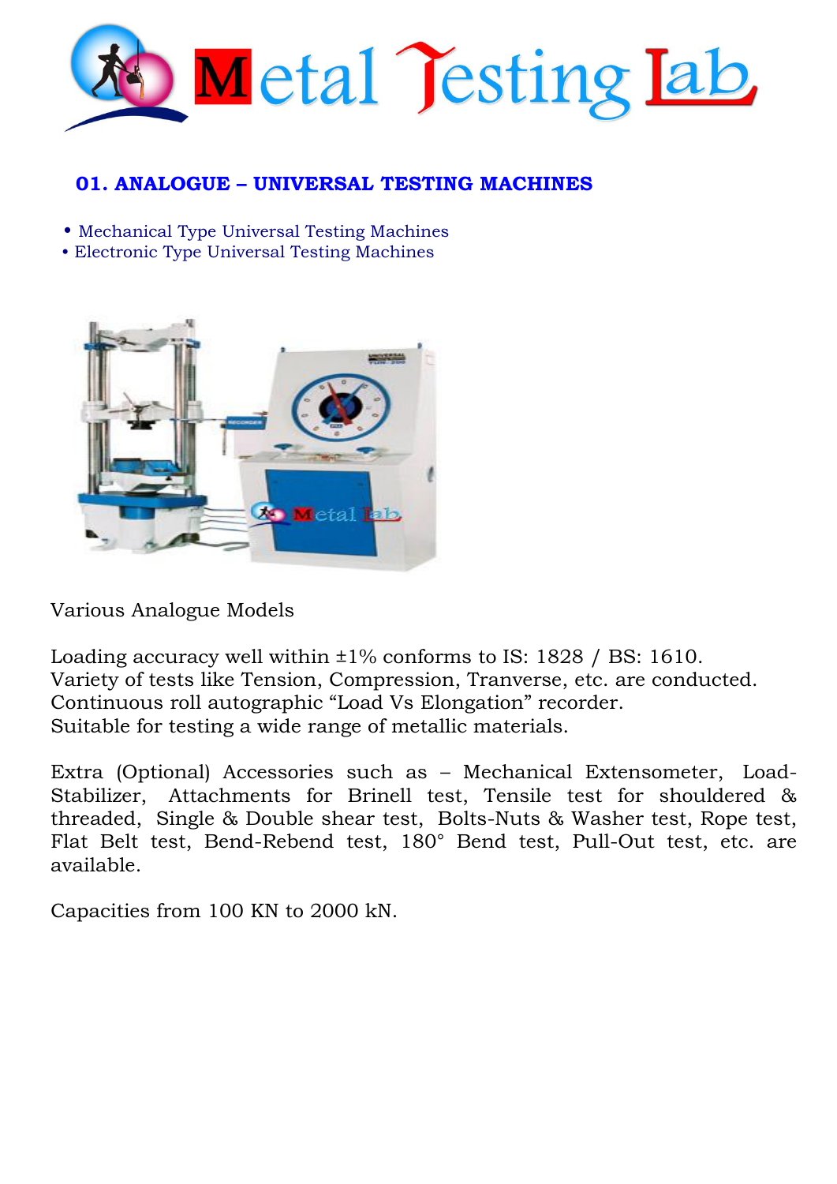# Metal Testing Lab

## 01. ANALOGUE – UNIVERSAL TESTING MACHINES

- Mechanical Type Universal Testing Machines
- Electronic Type Universal Testing Machines

Various Analogue Models

Loading accuracy well within ±1% conforms to IS: 1828 / BS: 1610.
Variety of tests like Tension, Compression, Tranverse, etc. are conducted.
Continuous roll autographic "Load Vs Elongation" recorder.
Suitable for testing a wide range of metallic materials.

Extra (Optional) Accessories such as – Mechanical Extensometer, Load-Stabilizer, Attachments for Brinell test, Tensile test for shouldered & threaded, Single & Double shear test, Bolts-Nuts & Washer test, Rope test, Flat Belt test, Bend-Rebend test, 180° Bend test, Pull-Out test, etc. are available.

Capacities from 100 KN to 2000 kN.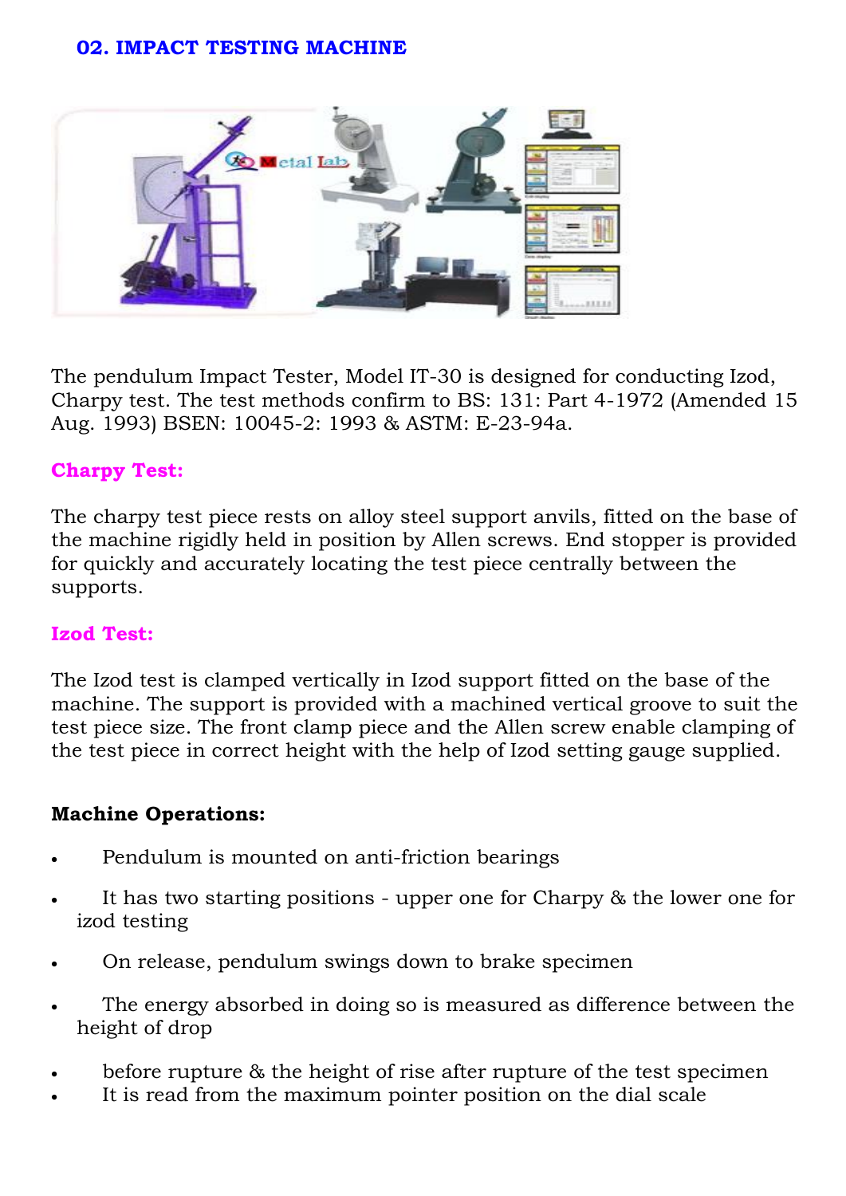## 02. IMPACT TESTING MACHINE

The pendulum Impact Tester, Model IT-30 is designed for conducting Izod, Charpy test. The test methods confirm to BS: 131: Part 4-1972 (Amended 15 Aug. 1993) BSEN: 10045-2: 1993 & ASTM: E-23-94a.

### Charpy Test:

The charpy test piece rests on alloy steel support anvils, fitted on the base of the machine rigidly held in position by Allen screws. End stopper is provided for quickly and accurately locating the test piece centrally between the supports.

### Izod Test:

The Izod test is clamped vertically in Izod support fitted on the base of the machine. The support is provided with a machined vertical groove to suit the test piece size. The front clamp piece and the Allen screw enable clamping of the test piece in correct height with the help of Izod setting gauge supplied.

**Machine Operations:**

- Pendulum is mounted on anti-friction bearings
- It has two starting positions - upper one for Charpy & the lower one for izod testing
- On release, pendulum swings down to brake specimen
- The energy absorbed in doing so is measured as difference between the height of drop
- before rupture & the height of rise after rupture of the test specimen
- It is read from the maximum pointer position on the dial scale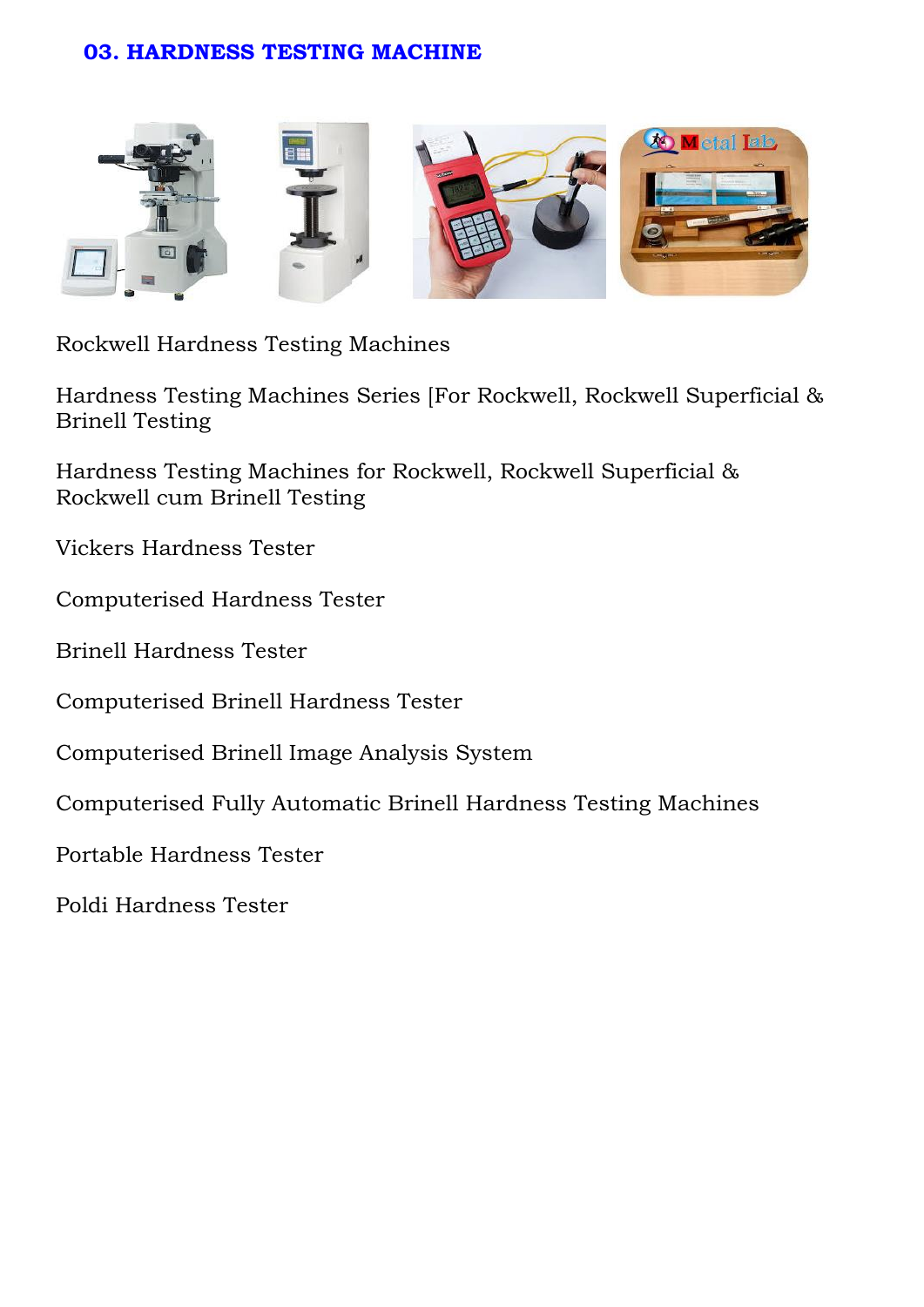## 03. HARDNESS TESTING MACHINE

Rockwell Hardness Testing Machines

Hardness Testing Machines Series [For Rockwell, Rockwell Superficial & Brinell Testing

Hardness Testing Machines for Rockwell, Rockwell Superficial & Rockwell cum Brinell Testing

Vickers Hardness Tester

Computerised Hardness Tester

Brinell Hardness Tester

Computerised Brinell Hardness Tester

Computerised Brinell Image Analysis System

Computerised Fully Automatic Brinell Hardness Testing Machines

Portable Hardness Tester

Poldi Hardness Tester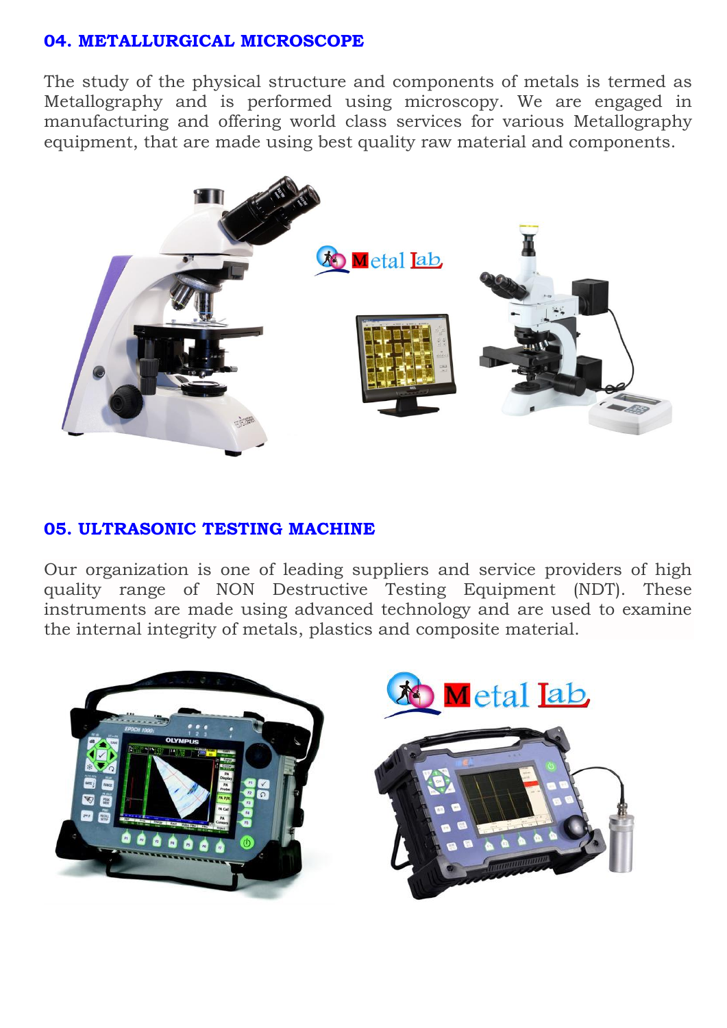## 04. METALLURGICAL MICROSCOPE

The study of the physical structure and components of metals is termed as Metallography and is performed using microscopy. We are engaged in manufacturing and offering world class services for various Metallography equipment, that are made using best quality raw material and components.

## 05. ULTRASONIC TESTING MACHINE

Our organization is one of leading suppliers and service providers of high quality range of NON Destructive Testing Equipment (NDT). These instruments are made using advanced technology and are used to examine the internal integrity of metals, plastics and composite material.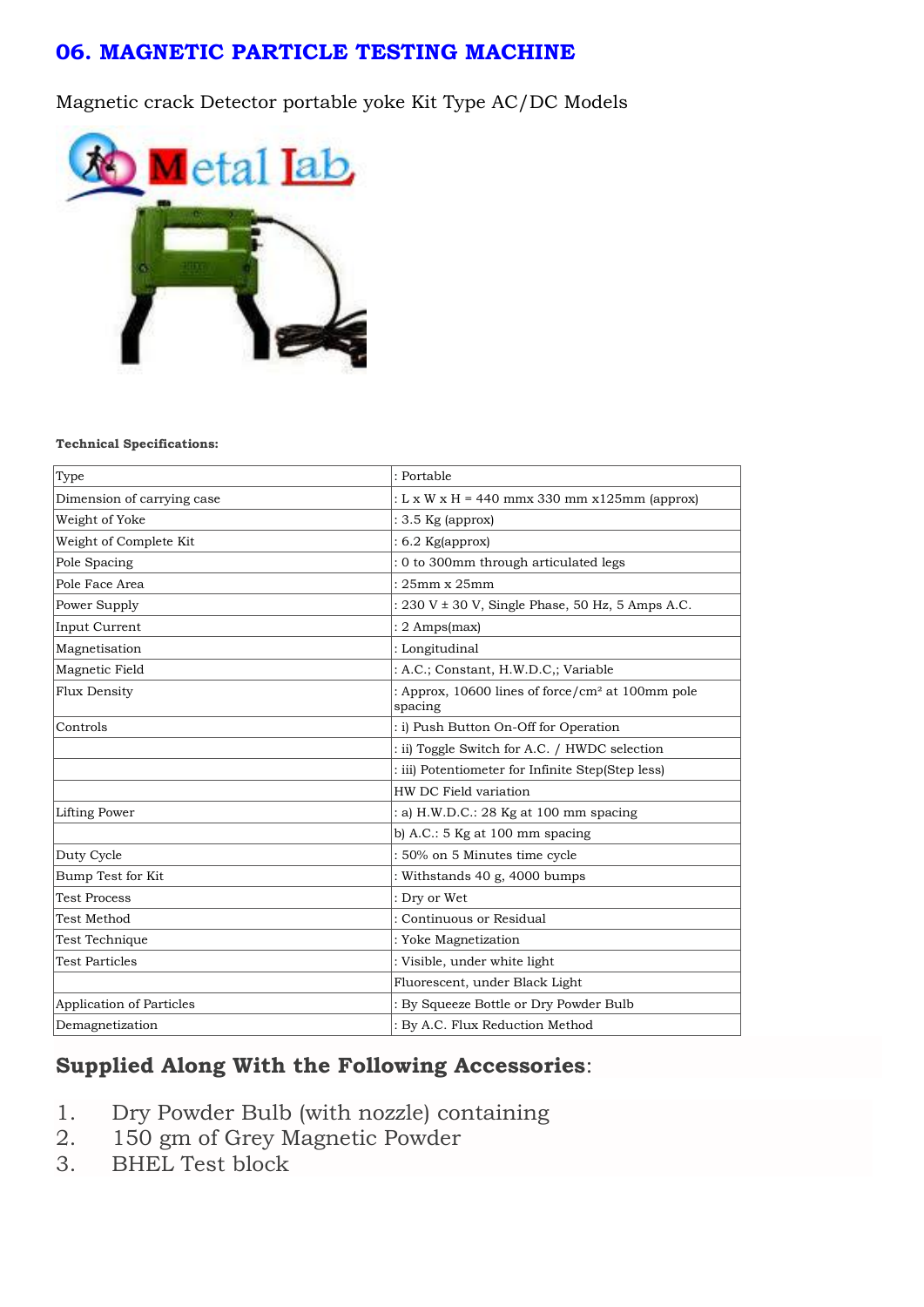# 06. MAGNETIC PARTICLE TESTING MACHINE

Magnetic crack Detector portable yoke Kit Type AC/DC Models

**Technical Specifications:**

| Type | : Portable |
|---|---|
| Dimension of carrying case | : L x W x H = 440 mmx 330 mm x125mm (approx) |
| Weight of Yoke | : 3.5 Kg (approx) |
| Weight of Complete Kit | : 6.2 Kg(approx) |
| Pole Spacing | : 0 to 300mm through articulated legs |
| Pole Face Area | : 25mm x 25mm |
| Power Supply | : 230 V ± 30 V, Single Phase, 50 Hz, 5 Amps A.C. |
| Input Current | : 2 Amps(max) |
| Magnetisation | : Longitudinal |
| Magnetic Field | : A.C.; Constant, H.W.D.C,; Variable |
| Flux Density | : Approx, 10600 lines of force/cm² at 100mm pole spacing |
| Controls | : i) Push Button On-Off for Operation |
| | : ii) Toggle Switch for A.C. / HWDC selection |
| | : iii) Potentiometer for Infinite Step(Step less) |
| | HW DC Field variation |
| Lifting Power | : a) H.W.D.C.: 28 Kg at 100 mm spacing |
| | b) A.C.: 5 Kg at 100 mm spacing |
| Duty Cycle | : 50% on 5 Minutes time cycle |
| Bump Test for Kit | : Withstands 40 g, 4000 bumps |
| Test Process | : Dry or Wet |
| Test Method | : Continuous or Residual |
| Test Technique | : Yoke Magnetization |
| Test Particles | : Visible, under white light |
| | Fluorescent, under Black Light |
| Application of Particles | : By Squeeze Bottle or Dry Powder Bulb |
| Demagnetization | : By A.C. Flux Reduction Method |

## Supplied Along With the Following Accessories:

1. Dry Powder Bulb (with nozzle) containing
2. 150 gm of Grey Magnetic Powder
3. BHEL Test block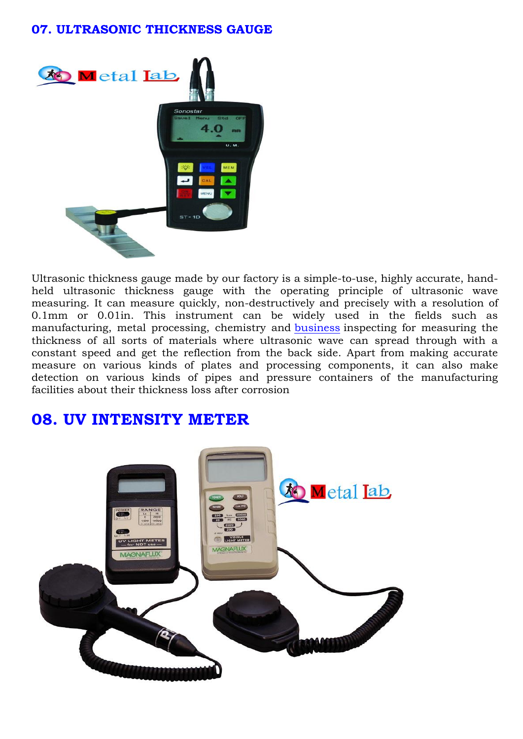## 07. ULTRASONIC THICKNESS GAUGE

Ultrasonic thickness gauge made by our factory is a simple-to-use, highly accurate, hand-held ultrasonic thickness gauge with the operating principle of ultrasonic wave measuring. It can measure quickly, non-destructively and precisely with a resolution of 0.1mm or 0.01in. This instrument can be widely used in the fields such as manufacturing, metal processing, chemistry and business inspecting for measuring the thickness of all sorts of materials where ultrasonic wave can spread through with a constant speed and get the reflection from the back side. Apart from making accurate measure on various kinds of plates and processing components, it can also make detection on various kinds of pipes and pressure containers of the manufacturing facilities about their thickness loss after corrosion

## 08. UV INTENSITY METER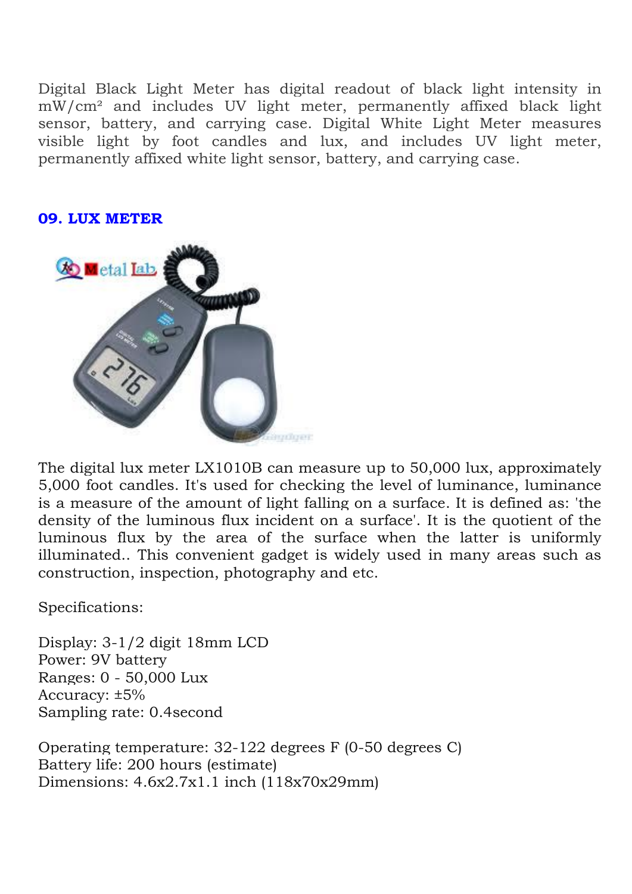Digital Black Light Meter has digital readout of black light intensity in $mW/cm^2$ and includes UV light meter, permanently affixed black light sensor, battery, and carrying case. Digital White Light Meter measures visible light by foot candles and lux, and includes UV light meter, permanently affixed white light sensor, battery, and carrying case.

## 09. LUX METER

The digital lux meter LX1010B can measure up to 50,000 lux, approximately 5,000 foot candles. It's used for checking the level of luminance, luminance is a measure of the amount of light falling on a surface. It is defined as: 'the density of the luminous flux incident on a surface'. It is the quotient of the luminous flux by the area of the surface when the latter is uniformly illuminated.. This convenient gadget is widely used in many areas such as construction, inspection, photography and etc.

Specifications:

Display: 3-1/2 digit 18mm LCD
Power: 9V battery
Ranges: 0 - 50,000 Lux
Accuracy: ±5%
Sampling rate: 0.4second

Operating temperature: 32-122 degrees F (0-50 degrees C)
Battery life: 200 hours (estimate)
Dimensions: 4.6x2.7x1.1 inch (118x70x29mm)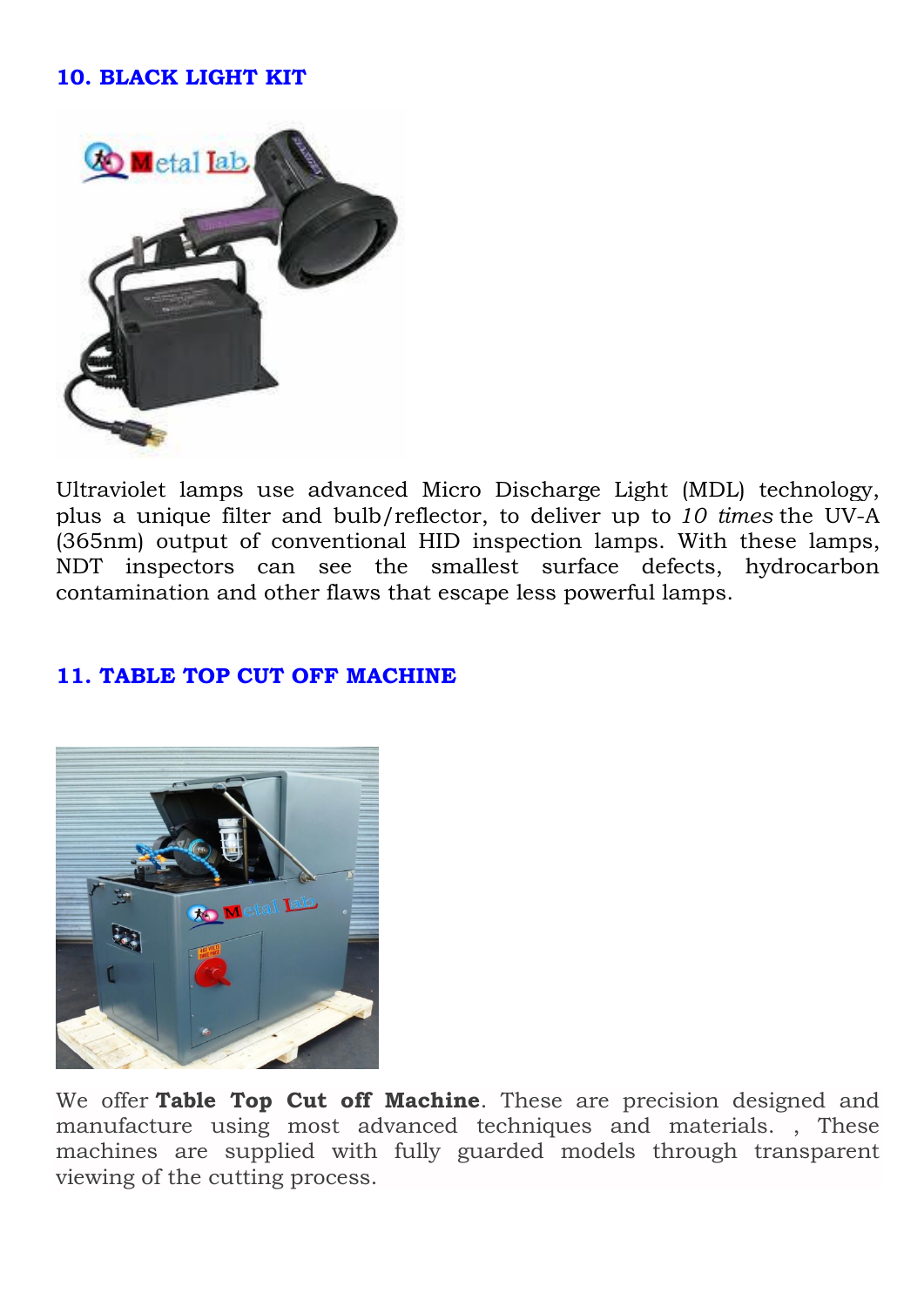## 10. BLACK LIGHT KIT

Ultraviolet lamps use advanced Micro Discharge Light (MDL) technology, plus a unique filter and bulb/reflector, to deliver up to *10 times* the UV-A (365nm) output of conventional HID inspection lamps. With these lamps, NDT inspectors can see the smallest surface defects, hydrocarbon contamination and other flaws that escape less powerful lamps.

## 11. TABLE TOP CUT OFF MACHINE

We offer **Table Top Cut off Machine**. These are precision designed and manufacture using most advanced techniques and materials. , These machines are supplied with fully guarded models through transparent viewing of the cutting process.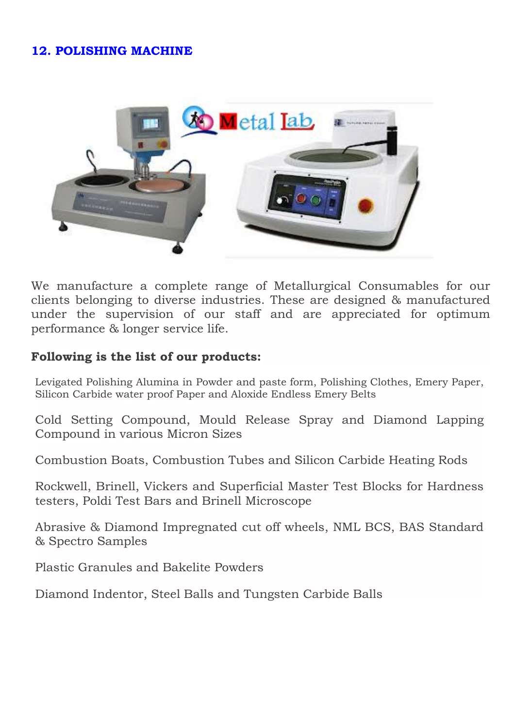## 12. POLISHING MACHINE

We manufacture a complete range of Metallurgical Consumables for our clients belonging to diverse industries. These are designed & manufactured under the supervision of our staff and are appreciated for optimum performance & longer service life.

**Following is the list of our products:**

Levigated Polishing Alumina in Powder and paste form, Polishing Clothes, Emery Paper, Silicon Carbide water proof Paper and Aloxide Endless Emery Belts

Cold Setting Compound, Mould Release Spray and Diamond Lapping Compound in various Micron Sizes

Combustion Boats, Combustion Tubes and Silicon Carbide Heating Rods

Rockwell, Brinell, Vickers and Superficial Master Test Blocks for Hardness testers, Poldi Test Bars and Brinell Microscope

Abrasive & Diamond Impregnated cut off wheels, NML BCS, BAS Standard & Spectro Samples

Plastic Granules and Bakelite Powders

Diamond Indentor, Steel Balls and Tungsten Carbide Balls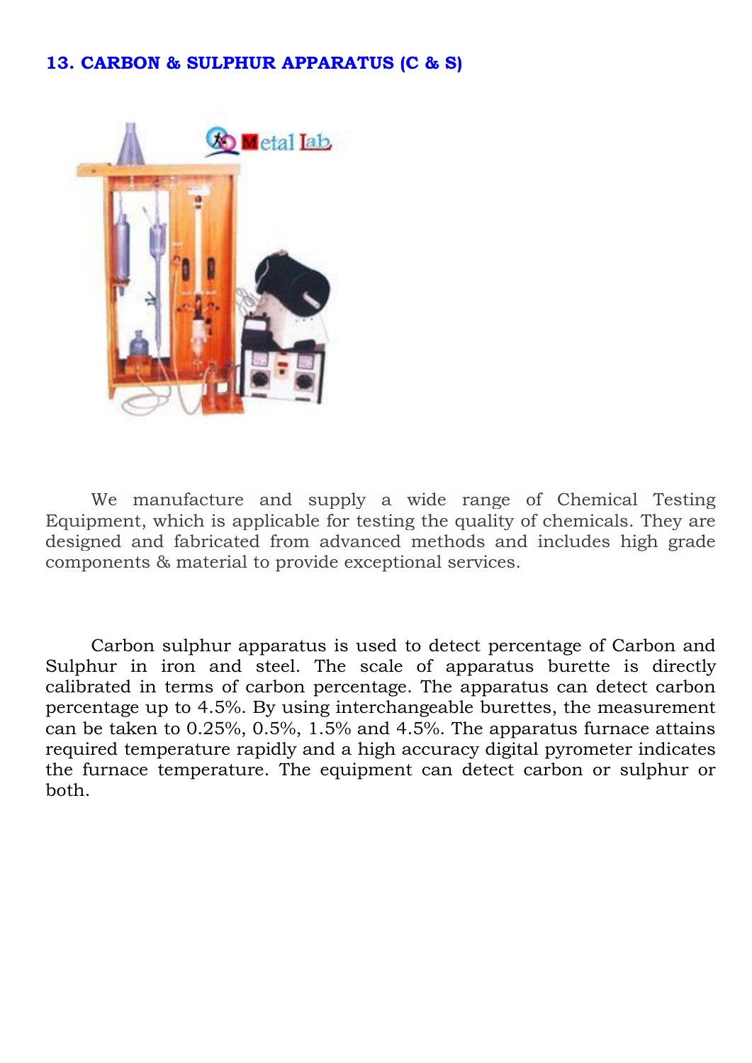### 13. CARBON & SULPHUR APPARATUS (C & S)

We manufacture and supply a wide range of Chemical Testing Equipment, which is applicable for testing the quality of chemicals. They are designed and fabricated from advanced methods and includes high grade components & material to provide exceptional services.

Carbon sulphur apparatus is used to detect percentage of Carbon and Sulphur in iron and steel. The scale of apparatus burette is directly calibrated in terms of carbon percentage. The apparatus can detect carbon percentage up to 4.5%. By using interchangeable burettes, the measurement can be taken to 0.25%, 0.5%, 1.5% and 4.5%. The apparatus furnace attains required temperature rapidly and a high accuracy digital pyrometer indicates the furnace temperature. The equipment can detect carbon or sulphur or both.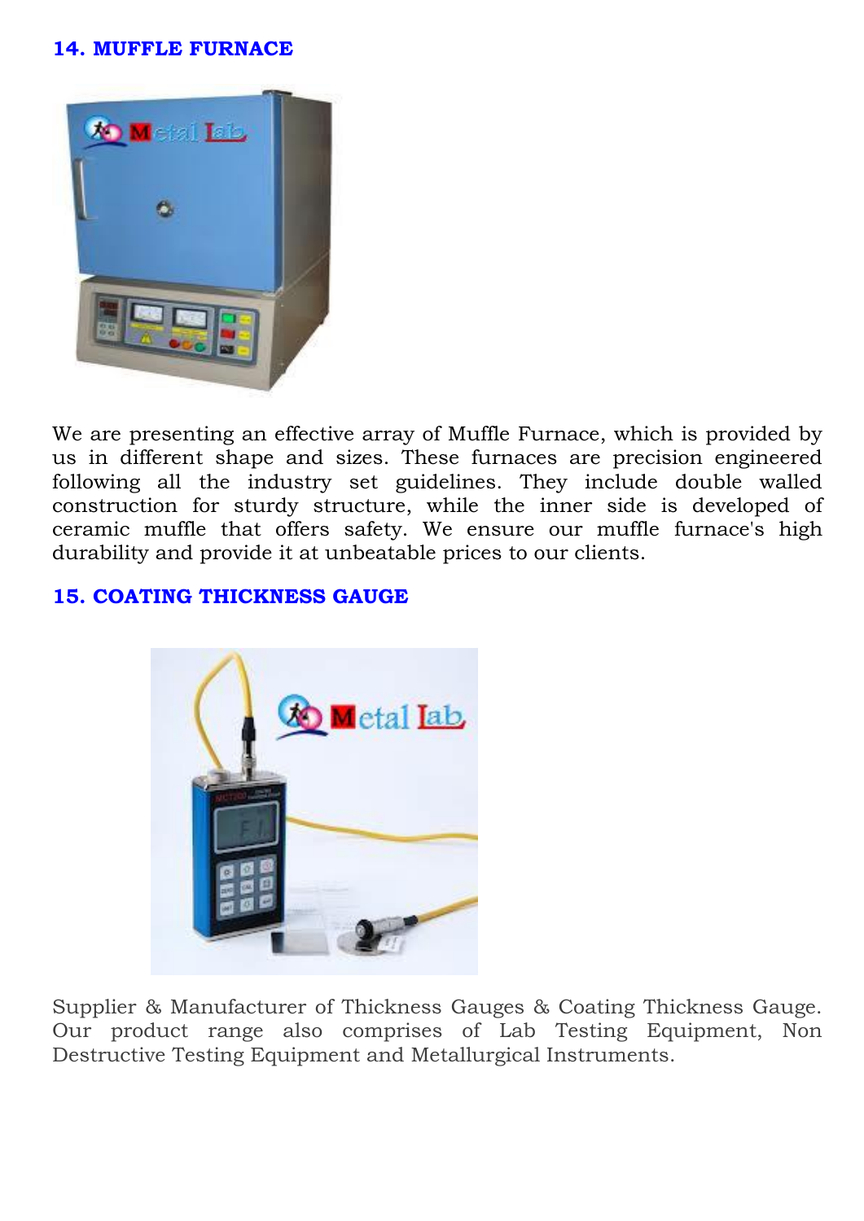## 14. MUFFLE FURNACE

We are presenting an effective array of Muffle Furnace, which is provided by us in different shape and sizes. These furnaces are precision engineered following all the industry set guidelines. They include double walled construction for sturdy structure, while the inner side is developed of ceramic muffle that offers safety. We ensure our muffle furnace's high durability and provide it at unbeatable prices to our clients.

## 15. COATING THICKNESS GAUGE

Supplier & Manufacturer of Thickness Gauges & Coating Thickness Gauge. Our product range also comprises of Lab Testing Equipment, Non Destructive Testing Equipment and Metallurgical Instruments.